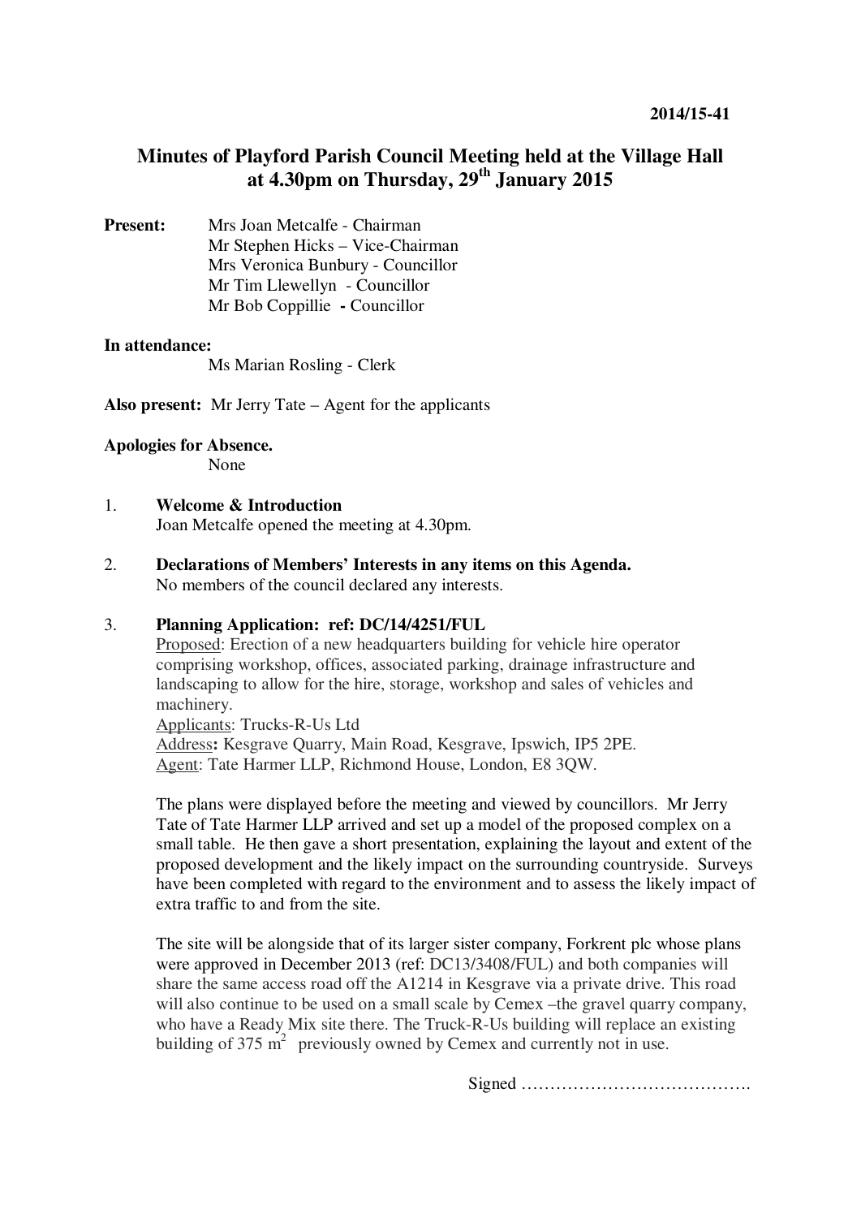2014/15-41

# Minutes of Playford Parish Council Meeting held at the Village Hall at 4.30pm on Thursday, 29th January 2015

**Present:**
Mrs Joan Metcalfe - Chairman
Mr Stephen Hicks – Vice-Chairman
Mrs Veronica Bunbury - Councillor
Mr Tim Llewellyn - Councillor
Mr Bob Coppillie **-** Councillor

**In attendance:**
Ms Marian Rosling - Clerk

**Also present:** Mr Jerry Tate – Agent for the applicants

**Apologies for Absence.**
None

1. **Welcome & Introduction**
   Joan Metcalfe opened the meeting at 4.30pm.

2. **Declarations of Members' Interests in any items on this Agenda.**
   No members of the council declared any interests.

3. **Planning Application: ref: DC/14/4251/FUL**
   Proposed: Erection of a new headquarters building for vehicle hire operator comprising workshop, offices, associated parking, drainage infrastructure and landscaping to allow for the hire, storage, workshop and sales of vehicles and machinery.
   Applicants: Trucks-R-Us Ltd
   Address**:** Kesgrave Quarry, Main Road, Kesgrave, Ipswich, IP5 2PE.
   Agent: Tate Harmer LLP, Richmond House, London, E8 3QW.

   The plans were displayed before the meeting and viewed by councillors. Mr Jerry Tate of Tate Harmer LLP arrived and set up a model of the proposed complex on a small table. He then gave a short presentation, explaining the layout and extent of the proposed development and the likely impact on the surrounding countryside. Surveys have been completed with regard to the environment and to assess the likely impact of extra traffic to and from the site.

   The site will be alongside that of its larger sister company, Forkrent plc whose plans were approved in December 2013 (ref: DC13/3408/FUL) and both companies will share the same access road off the A1214 in Kesgrave via a private drive. This road will also continue to be used on a small scale by Cemex –the gravel quarry company, who have a Ready Mix site there. The Truck-R-Us building will replace an existing building of 375 $m^2$ previously owned by Cemex and currently not in use.

Signed ………………………………….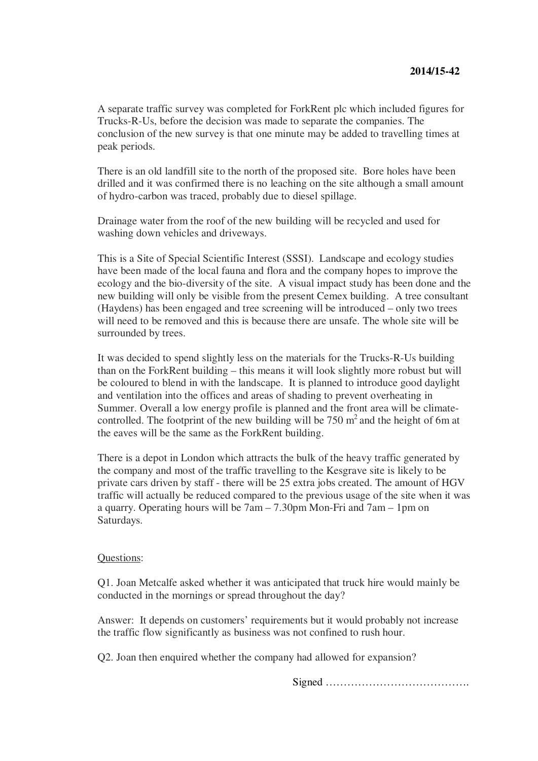**2014/15-42**

A separate traffic survey was completed for ForkRent plc which included figures for Trucks-R-Us, before the decision was made to separate the companies. The conclusion of the new survey is that one minute may be added to travelling times at peak periods.

There is an old landfill site to the north of the proposed site. Bore holes have been drilled and it was confirmed there is no leaching on the site although a small amount of hydro-carbon was traced, probably due to diesel spillage.

Drainage water from the roof of the new building will be recycled and used for washing down vehicles and driveways.

This is a Site of Special Scientific Interest (SSSI). Landscape and ecology studies have been made of the local fauna and flora and the company hopes to improve the ecology and the bio-diversity of the site. A visual impact study has been done and the new building will only be visible from the present Cemex building. A tree consultant (Haydens) has been engaged and tree screening will be introduced – only two trees will need to be removed and this is because there are unsafe. The whole site will be surrounded by trees.

It was decided to spend slightly less on the materials for the Trucks-R-Us building than on the ForkRent building – this means it will look slightly more robust but will be coloured to blend in with the landscape. It is planned to introduce good daylight and ventilation into the offices and areas of shading to prevent overheating in Summer. Overall a low energy profile is planned and the front area will be climate-controlled. The footprint of the new building will be 750 $m^2$ and the height of 6m at the eaves will be the same as the ForkRent building.

There is a depot in London which attracts the bulk of the heavy traffic generated by the company and most of the traffic travelling to the Kesgrave site is likely to be private cars driven by staff - there will be 25 extra jobs created. The amount of HGV traffic will actually be reduced compared to the previous usage of the site when it was a quarry. Operating hours will be 7am – 7.30pm Mon-Fri and 7am – 1pm on Saturdays.

Questions:

Q1. Joan Metcalfe asked whether it was anticipated that truck hire would mainly be conducted in the mornings or spread throughout the day?

Answer: It depends on customers' requirements but it would probably not increase the traffic flow significantly as business was not confined to rush hour.

Q2. Joan then enquired whether the company had allowed for expansion?

Signed ………………………………….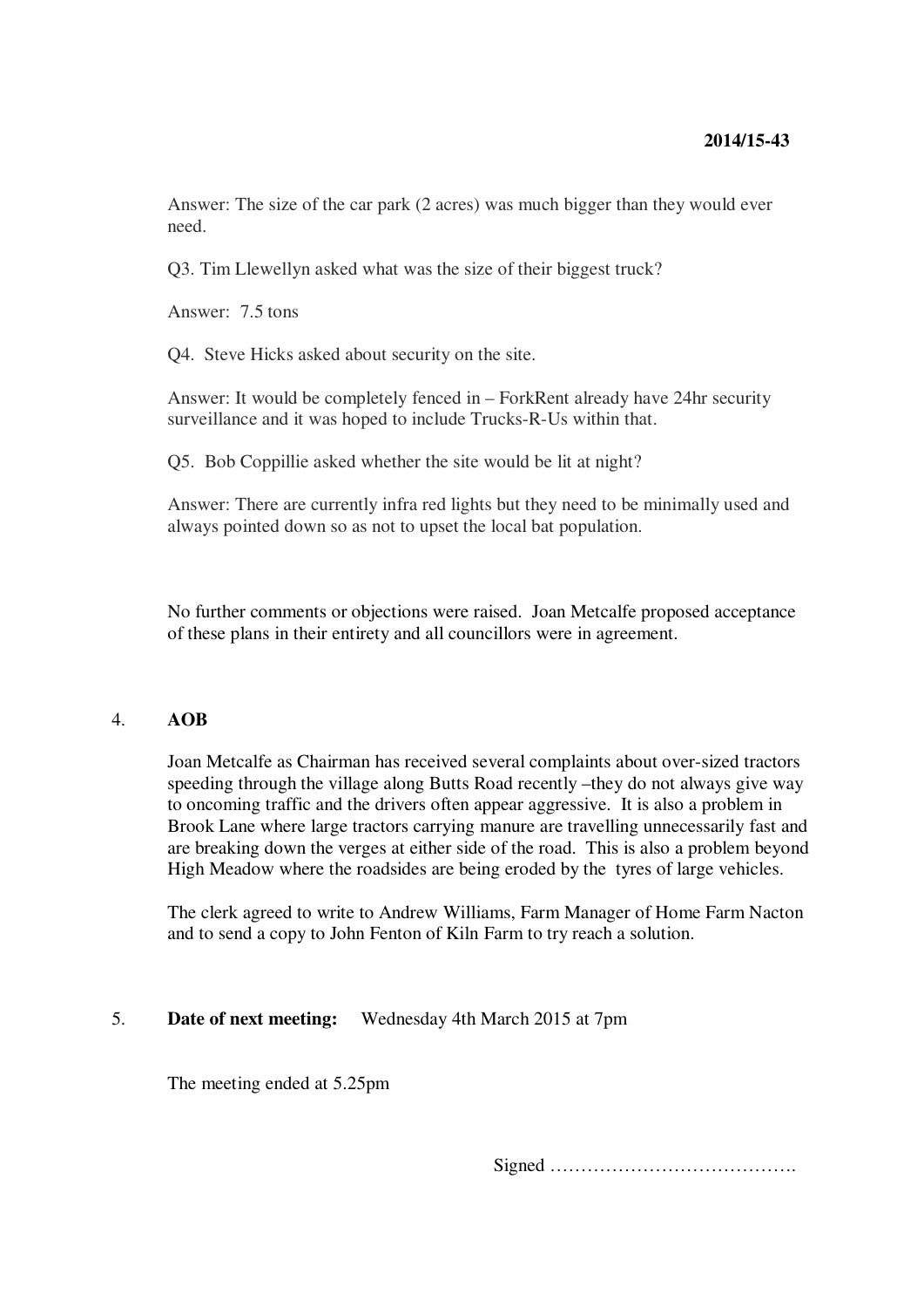Answer: The size of the car park (2 acres) was much bigger than they would ever need.

Q3. Tim Llewellyn asked what was the size of their biggest truck?

Answer: 7.5 tons

Q4. Steve Hicks asked about security on the site.

Answer: It would be completely fenced in – ForkRent already have 24hr security surveillance and it was hoped to include Trucks-R-Us within that.

Q5. Bob Coppillie asked whether the site would be lit at night?

Answer: There are currently infra red lights but they need to be minimally used and always pointed down so as not to upset the local bat population.

No further comments or objections were raised. Joan Metcalfe proposed acceptance of these plans in their entirety and all councillors were in agreement.

4. **AOB**

Joan Metcalfe as Chairman has received several complaints about over-sized tractors speeding through the village along Butts Road recently –they do not always give way to oncoming traffic and the drivers often appear aggressive. It is also a problem in Brook Lane where large tractors carrying manure are travelling unnecessarily fast and are breaking down the verges at either side of the road. This is also a problem beyond High Meadow where the roadsides are being eroded by the tyres of large vehicles.

The clerk agreed to write to Andrew Williams, Farm Manager of Home Farm Nacton and to send a copy to John Fenton of Kiln Farm to try reach a solution.

5. **Date of next meeting:** Wednesday 4th March 2015 at 7pm

The meeting ended at 5.25pm

Signed ………………………………….